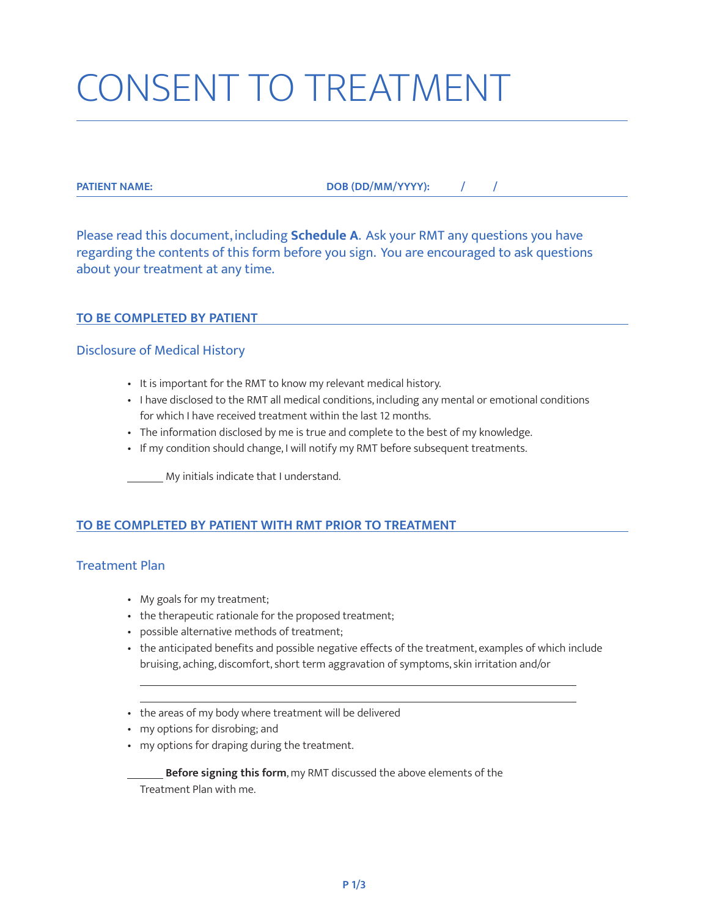# CONSENT TO TREATMENT

**PATIENT NAME:** **DOB (DD/MM/YYYY):** / /

Please read this document, including **Schedule A**. Ask your RMT any questions you have regarding the contents of this form before you sign. You are encouraged to ask questions about your treatment at any time.

## TO BE COMPLETED BY PATIENT

### Disclosure of Medical History

- It is important for the RMT to know my relevant medical history.
- I have disclosed to the RMT all medical conditions, including any mental or emotional conditions for which I have received treatment within the last 12 months.
- The information disclosed by me is true and complete to the best of my knowledge.
- If my condition should change, I will notify my RMT before subsequent treatments.

_______ My initials indicate that I understand.

## TO BE COMPLETED BY PATIENT WITH RMT PRIOR TO TREATMENT

### Treatment Plan

- My goals for my treatment;
- the therapeutic rationale for the proposed treatment;
- possible alternative methods of treatment;
- the anticipated benefits and possible negative effects of the treatment, examples of which include bruising, aching, discomfort, short term aggravation of symptoms, skin irritation and/or

  ______________________________________________

  ______________________________________________
- the areas of my body where treatment will be delivered
- my options for disrobing; and
- my options for draping during the treatment.

_______ **Before signing this form**, my RMT discussed the above elements of the Treatment Plan with me.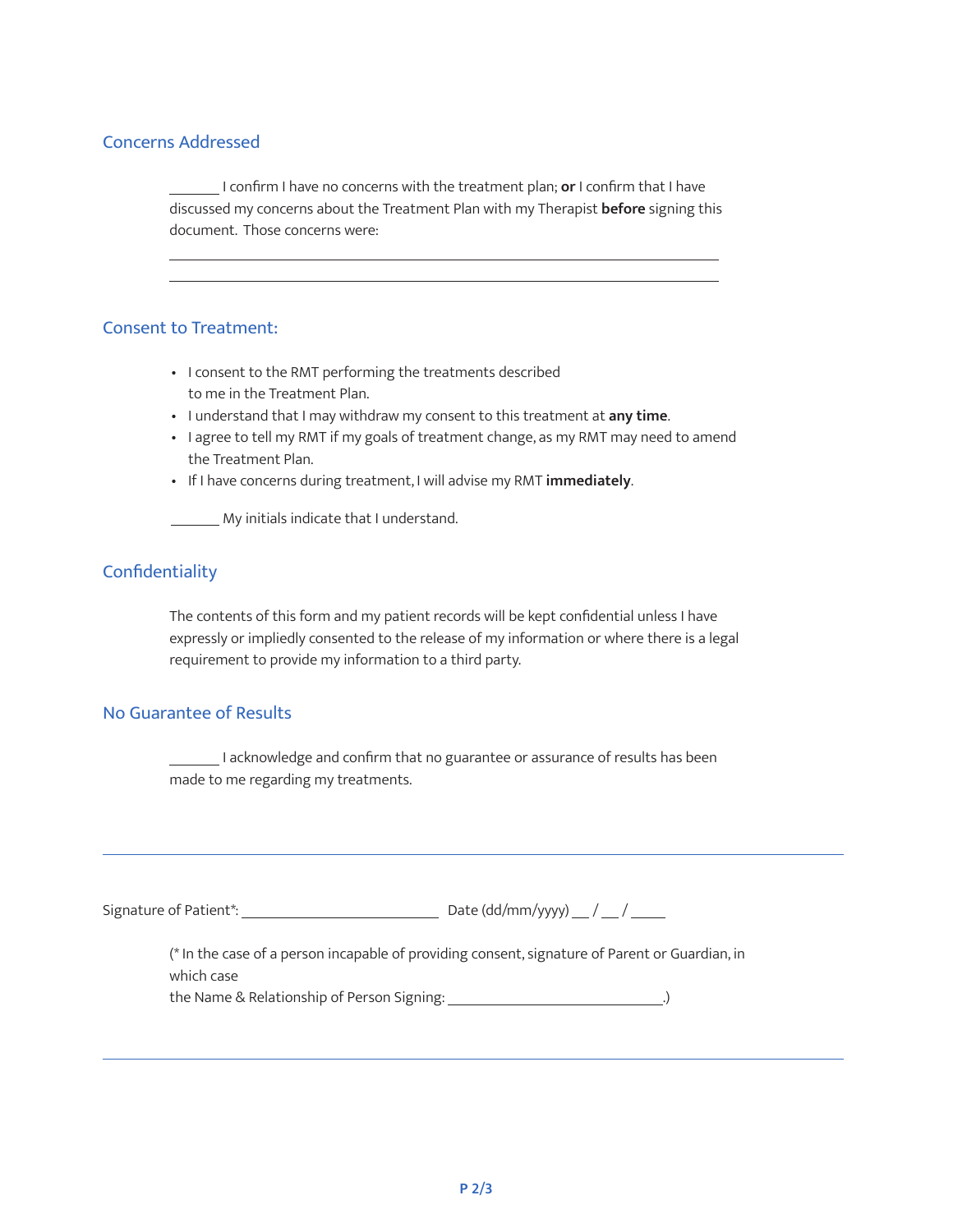## Concerns Addressed

_______ I confirm I have no concerns with the treatment plan; **or** I confirm that I have discussed my concerns about the Treatment Plan with my Therapist **before** signing this document. Those concerns were:

______________________________________________________________________

______________________________________________________________________

## Consent to Treatment:

- I consent to the RMT performing the treatments described to me in the Treatment Plan.
- I understand that I may withdraw my consent to this treatment at **any time**.
- I agree to tell my RMT if my goals of treatment change, as my RMT may need to amend the Treatment Plan.
- If I have concerns during treatment, I will advise my RMT **immediately**.

_______ My initials indicate that I understand.

## Confidentiality

The contents of this form and my patient records will be kept confidential unless I have expressly or impliedly consented to the release of my information or where there is a legal requirement to provide my information to a third party.

## No Guarantee of Results

_______ I acknowledge and confirm that no guarantee or assurance of results has been made to me regarding my treatments.

---

Signature of Patient*: ___________________________ Date (dd/mm/yyyy) __ / __ / ____

(* In the case of a person incapable of providing consent, signature of Parent or Guardian, in which case
the Name & Relationship of Person Signing: _____________________________.)

---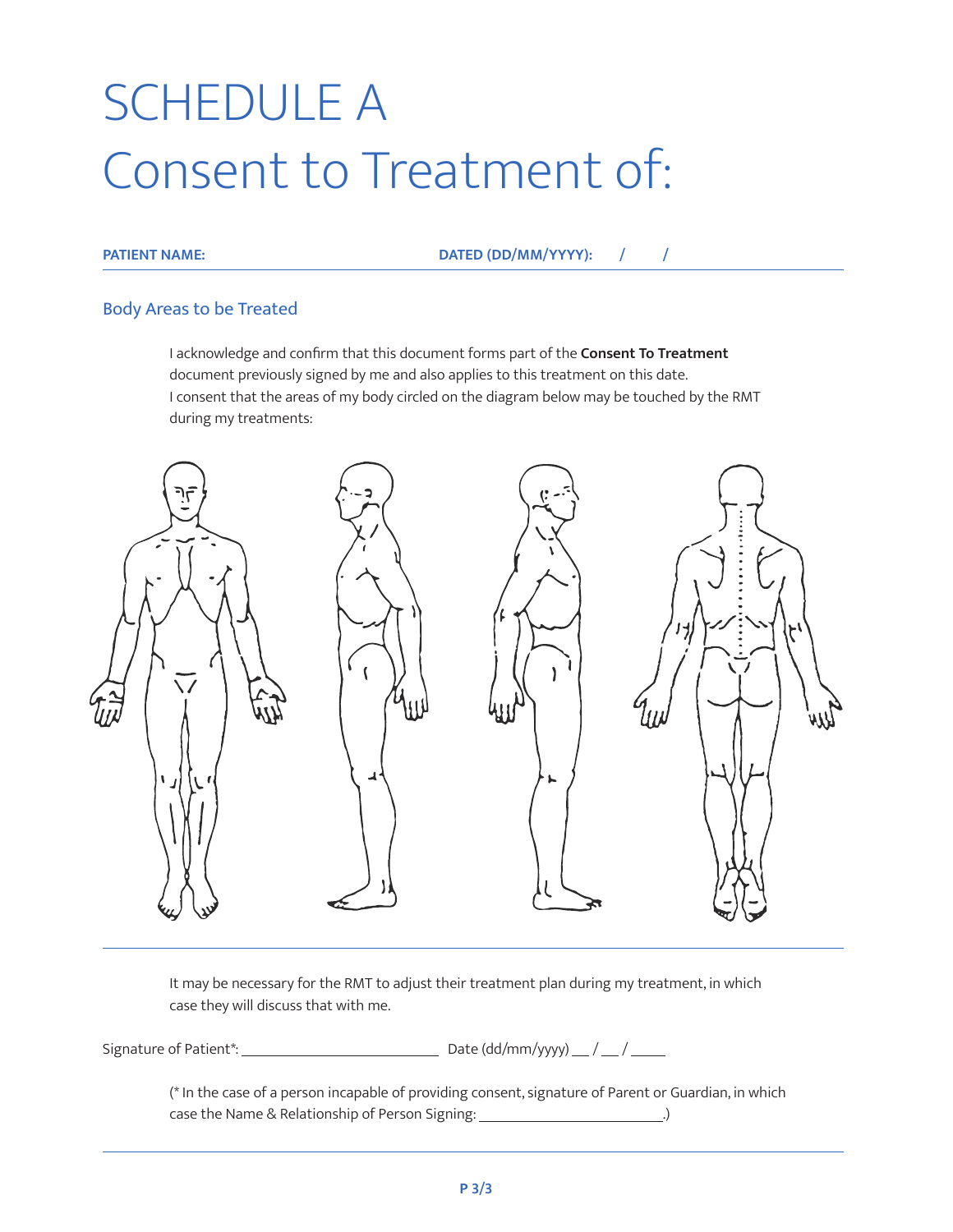# SCHEDULE A
# Consent to Treatment of:

**PATIENT NAME:** **DATED (DD/MM/YYYY):** / /

## Body Areas to be Treated

I acknowledge and confirm that this document forms part of the **Consent To Treatment** document previously signed by me and also applies to this treatment on this date.
I consent that the areas of my body circled on the diagram below may be touched by the RMT during my treatments:

It may be necessary for the RMT to adjust their treatment plan during my treatment, in which case they will discuss that with me.

Signature of Patient*: ________________________ Date (dd/mm/yyyy) __ / __ / ____

(* In the case of a person incapable of providing consent, signature of Parent or Guardian, in which case the Name & Relationship of Person Signing: ________________________.)